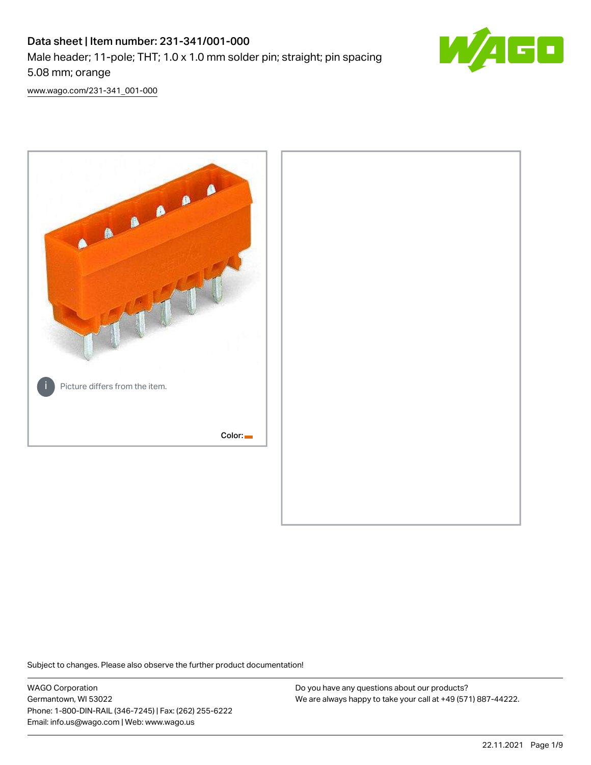# Data sheet | Item number: 231-341/001-000

Male header; 11-pole; THT; 1.0 x 1.0 mm solder pin; straight; pin spacing 5.08 mm; orange

www.wago.com/231-341_001-000

Picture differs from the item.

Color:

Subject to changes. Please also observe the further product documentation!

WAGO Corporation
Germantown, WI 53022
Phone: 1-800-DIN-RAIL (346-7245) | Fax: (262) 255-6222
Email: info.us@wago.com | Web: www.wago.us

Do you have any questions about our products?
We are always happy to take your call at +49 (571) 887-44222.

22.11.2021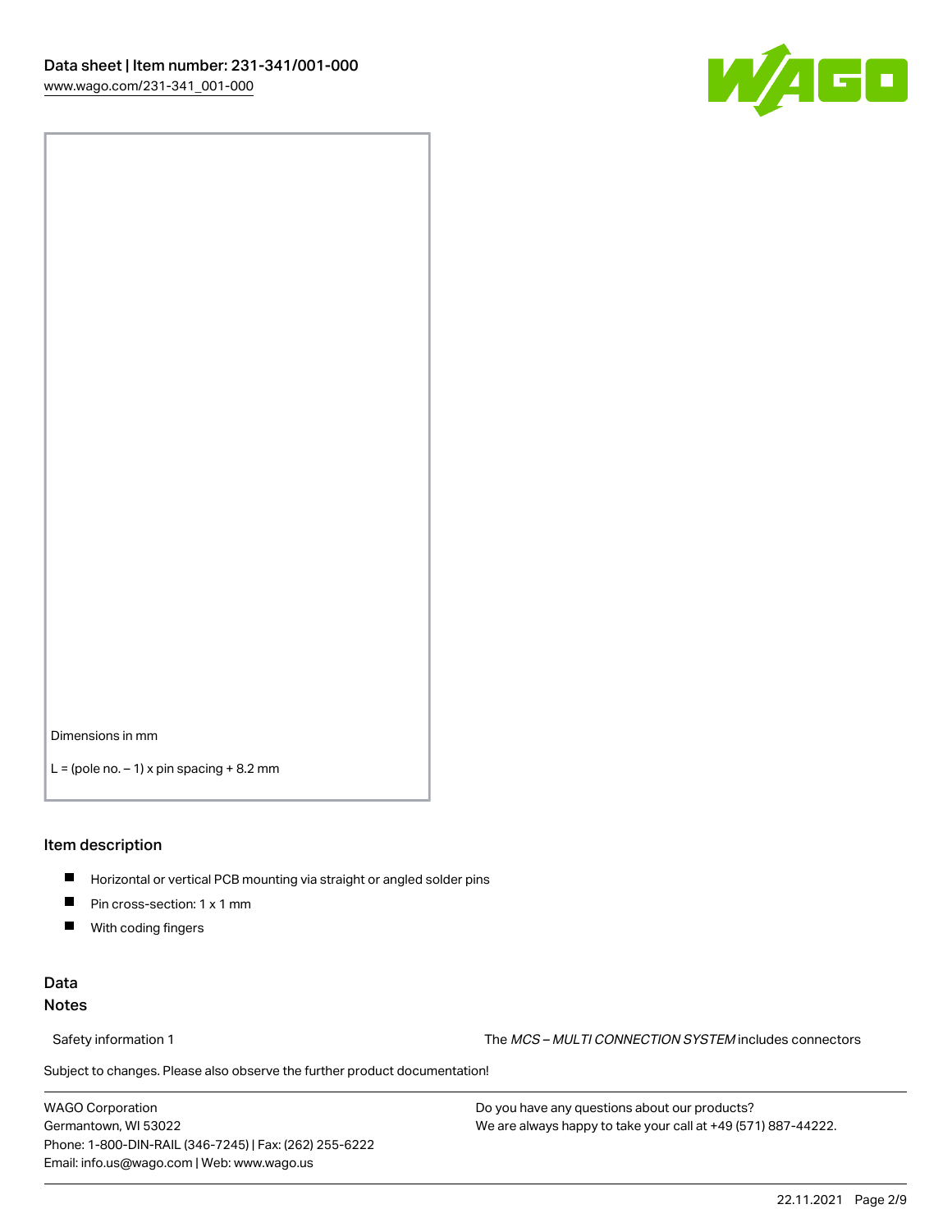Dimensions in mm

L = (pole no. – 1) x pin spacing + 8.2 mm

## Item description

- Horizontal or vertical PCB mounting via straight or angled solder pins
- Pin cross-section: 1 x 1 mm
- With coding fingers

## Data
### Notes

Safety information 1 — The *MCS – MULTI CONNECTION SYSTEM* includes connectors

Subject to changes. Please also observe the further product documentation!

WAGO Corporation
Germantown, WI 53022
Phone: 1-800-DIN-RAIL (346-7245) | Fax: (262) 255-6222
Email: info.us@wago.com | Web: www.wago.us

Do you have any questions about our products?
We are always happy to take your call at +49 (571) 887-44222.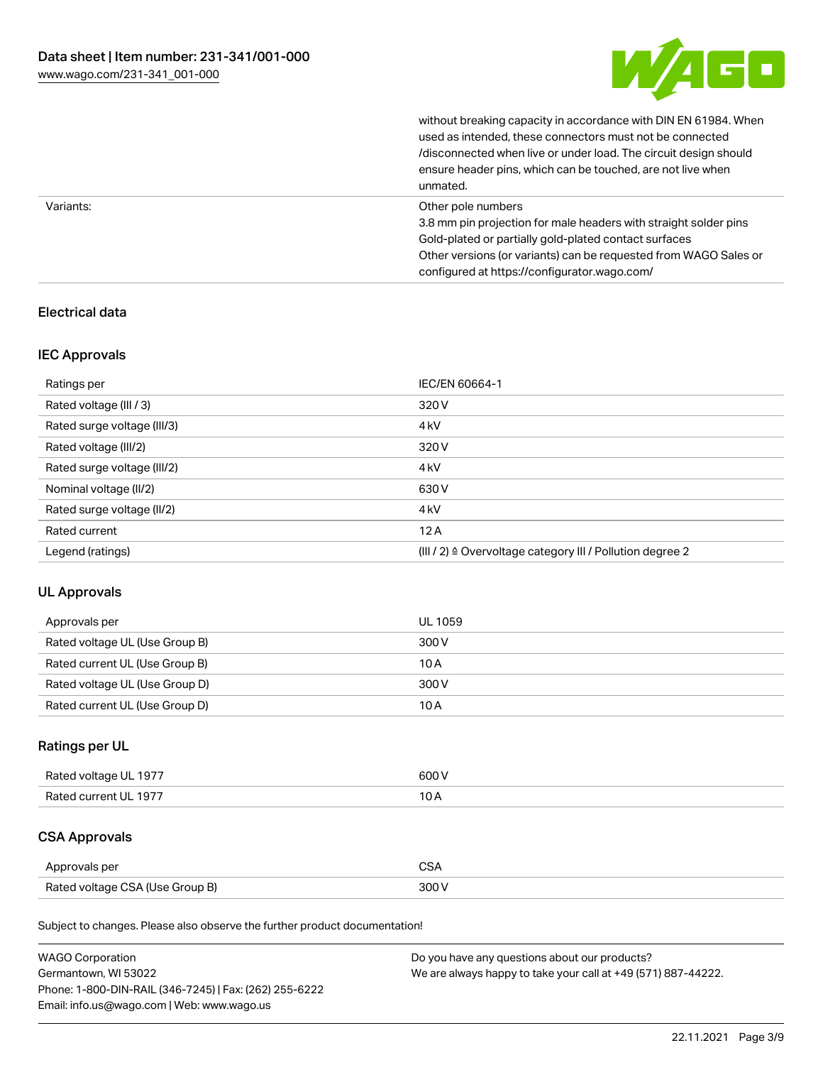| | |
|---|---|
| | without breaking capacity in accordance with DIN EN 61984. When used as intended, these connectors must not be connected /disconnected when live or under load. The circuit design should ensure header pins, which can be touched, are not live when unmated. |
| Variants: | Other pole numbers<br>3.8 mm pin projection for male headers with straight solder pins<br>Gold-plated or partially gold-plated contact surfaces<br>Other versions (or variants) can be requested from WAGO Sales or configured at https://configurator.wago.com/ |

## Electrical data

### IEC Approvals

| | |
|---|---|
| Ratings per | IEC/EN 60664-1 |
| Rated voltage (III / 3) | 320 V |
| Rated surge voltage (III/3) | 4 kV |
| Rated voltage (III/2) | 320 V |
| Rated surge voltage (III/2) | 4 kV |
| Nominal voltage (II/2) | 630 V |
| Rated surge voltage (II/2) | 4 kV |
| Rated current | 12 A |
| Legend (ratings) | (III / 2) ≙ Overvoltage category III / Pollution degree 2 |

### UL Approvals

| | |
|---|---|
| Approvals per | UL 1059 |
| Rated voltage UL (Use Group B) | 300 V |
| Rated current UL (Use Group B) | 10 A |
| Rated voltage UL (Use Group D) | 300 V |
| Rated current UL (Use Group D) | 10 A |

### Ratings per UL

| | |
|---|---|
| Rated voltage UL 1977 | 600 V |
| Rated current UL 1977 | 10 A |

### CSA Approvals

| | |
|---|---|
| Approvals per | CSA |
| Rated voltage CSA (Use Group B) | 300 V |

Subject to changes. Please also observe the further product documentation!

WAGO Corporation
Germantown, WI 53022
Phone: 1-800-DIN-RAIL (346-7245) | Fax: (262) 255-6222
Email: info.us@wago.com | Web: www.wago.us

Do you have any questions about our products?
We are always happy to take your call at +49 (571) 887-44222.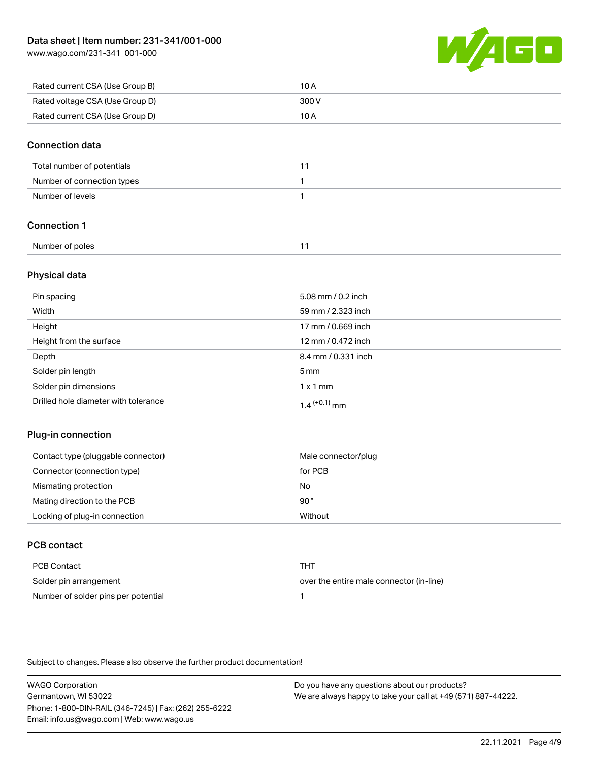| Rated current CSA (Use Group B) | 10 A |
| --- | --- |
| Rated voltage CSA (Use Group D) | 300 V |
| Rated current CSA (Use Group D) | 10 A |

## Connection data

| Total number of potentials | 11 |
| --- | --- |
| Number of connection types | 1 |
| Number of levels | 1 |

## Connection 1

| Number of poles | 11 |
| --- | --- |

## Physical data

| Pin spacing | 5.08 mm / 0.2 inch |
| --- | --- |
| Width | 59 mm / 2.323 inch |
| Height | 17 mm / 0.669 inch |
| Height from the surface | 12 mm / 0.472 inch |
| Depth | 8.4 mm / 0.331 inch |
| Solder pin length | 5 mm |
| Solder pin dimensions | 1 x 1 mm |
| Drilled hole diameter with tolerance | $1.4^{(+0.1)}$ mm |

## Plug-in connection

| Contact type (pluggable connector) | Male connector/plug |
| --- | --- |
| Connector (connection type) | for PCB |
| Mismating protection | No |
| Mating direction to the PCB | 90° |
| Locking of plug-in connection | Without |

## PCB contact

| PCB Contact | THT |
| --- | --- |
| Solder pin arrangement | over the entire male connector (in-line) |
| Number of solder pins per potential | 1 |

Subject to changes. Please also observe the further product documentation!

WAGO Corporation
Germantown, WI 53022
Phone: 1-800-DIN-RAIL (346-7245) | Fax: (262) 255-6222
Email: info.us@wago.com | Web: www.wago.us

Do you have any questions about our products?
We are always happy to take your call at +49 (571) 887-44222.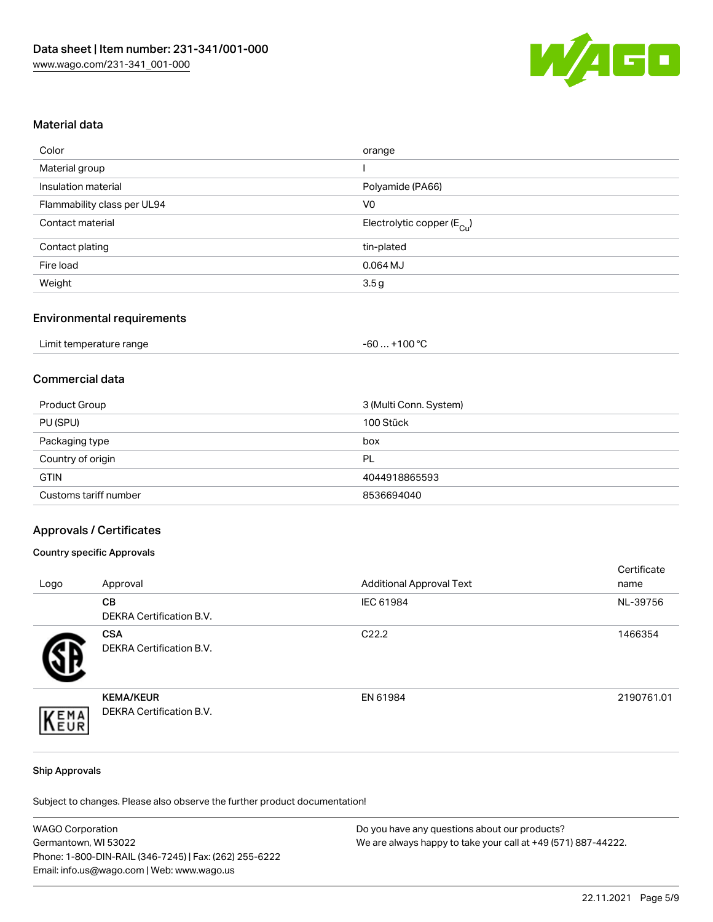## Material data

| Color | orange |
|---|---|
| Material group | I |
| Insulation material | Polyamide (PA66) |
| Flammability class per UL94 | V0 |
| Contact material | Electrolytic copper ($E_{Cu}$) |
| Contact plating | tin-plated |
| Fire load | 0.064 MJ |
| Weight | 3.5 g |

## Environmental requirements

| Limit temperature range | -60 … +100 °C |
|---|---|

## Commercial data

| Product Group | 3 (Multi Conn. System) |
|---|---|
| PU (SPU) | 100 Stück |
| Packaging type | box |
| Country of origin | PL |
| GTIN | 4044918865593 |
| Customs tariff number | 8536694040 |

## Approvals / Certificates

### Country specific Approvals

| Logo | Approval | Additional Approval Text | Certificate name |
|---|---|---|---|
| | **CB** DEKRA Certification B.V. | IEC 61984 | NL-39756 |
| | **CSA** DEKRA Certification B.V. | C22.2 | 1466354 |
| | **KEMA/KEUR** DEKRA Certification B.V. | EN 61984 | 2190761.01 |

### Ship Approvals

Subject to changes. Please also observe the further product documentation!

WAGO Corporation
Germantown, WI 53022
Phone: 1-800-DIN-RAIL (346-7245) | Fax: (262) 255-6222
Email: info.us@wago.com | Web: www.wago.us

Do you have any questions about our products?
We are always happy to take your call at +49 (571) 887-44222.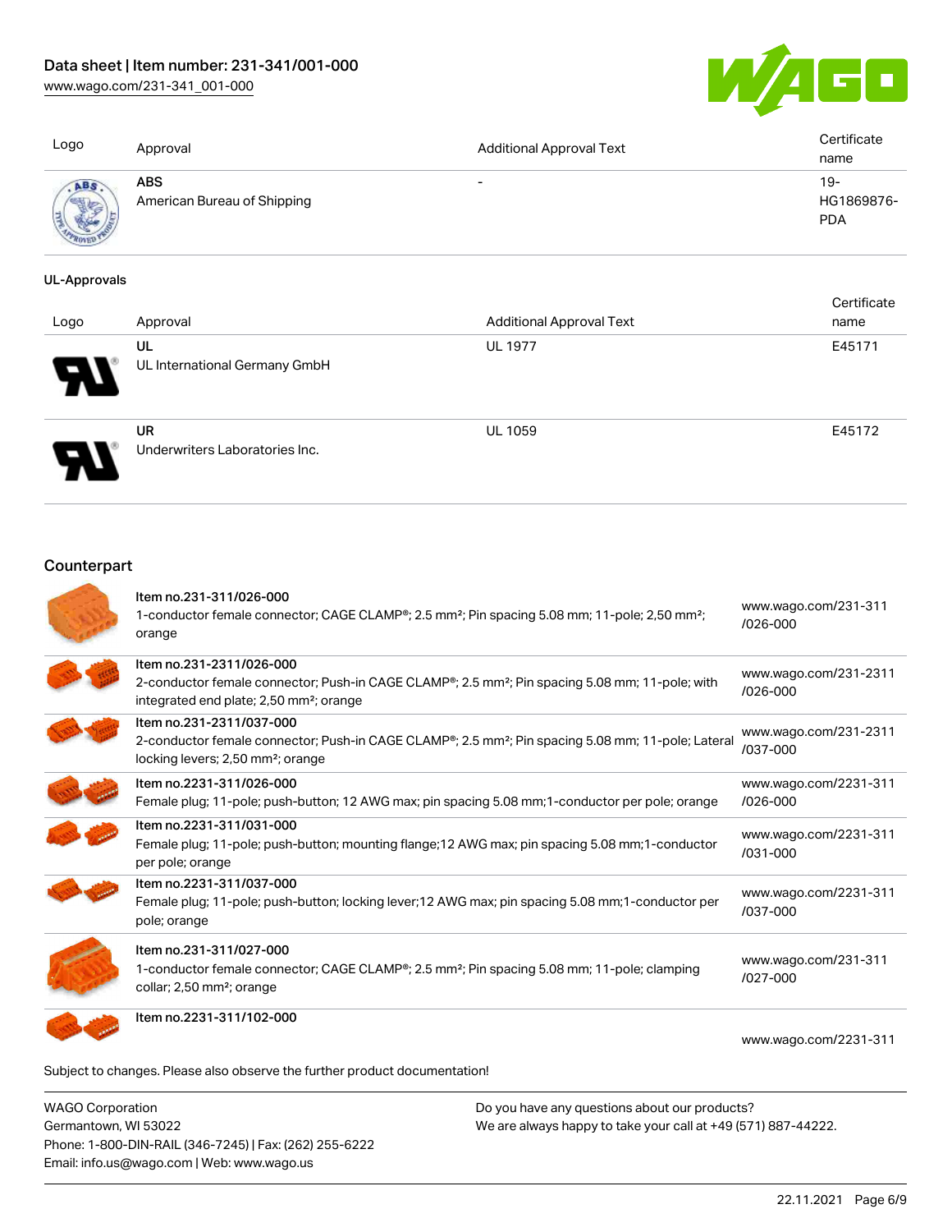| Logo | Approval | Additional Approval Text | Certificate name |
| --- | --- | --- | --- |
| | **ABS**<br>American Bureau of Shipping | - | 19-HG1869876-PDA |

**UL-Approvals**

| Logo | Approval | Additional Approval Text | Certificate name |
| --- | --- | --- | --- |
| | **UL**<br>UL International Germany GmbH | UL 1977 | E45171 |
| | **UR**<br>Underwriters Laboratories Inc. | UL 1059 | E45172 |

## Counterpart

| | Item | Link |
| --- | --- | --- |
| | **Item no.231-311/026-000**<br>1-conductor female connector; CAGE CLAMP®; 2.5 mm²; Pin spacing 5.08 mm; 11-pole; 2,50 mm²; orange | www.wago.com/231-311/026-000 |
| | **Item no.231-2311/026-000**<br>2-conductor female connector; Push-in CAGE CLAMP®; 2.5 mm²; Pin spacing 5.08 mm; 11-pole; with integrated end plate; 2,50 mm²; orange | www.wago.com/231-2311/026-000 |
| | **Item no.231-2311/037-000**<br>2-conductor female connector; Push-in CAGE CLAMP®; 2.5 mm²; Pin spacing 5.08 mm; 11-pole; Lateral locking levers; 2,50 mm²; orange | www.wago.com/231-2311/037-000 |
| | **Item no.2231-311/026-000**<br>Female plug; 11-pole; push-button; 12 AWG max; pin spacing 5.08 mm;1-conductor per pole; orange | www.wago.com/2231-311/026-000 |
| | **Item no.2231-311/031-000**<br>Female plug; 11-pole; push-button; mounting flange;12 AWG max; pin spacing 5.08 mm;1-conductor per pole; orange | www.wago.com/2231-311/031-000 |
| | **Item no.2231-311/037-000**<br>Female plug; 11-pole; push-button; locking lever;12 AWG max; pin spacing 5.08 mm;1-conductor per pole; orange | www.wago.com/2231-311/037-000 |
| | **Item no.231-311/027-000**<br>1-conductor female connector; CAGE CLAMP®; 2.5 mm²; Pin spacing 5.08 mm; 11-pole; clamping collar; 2,50 mm²; orange | www.wago.com/231-311/027-000 |
| | **Item no.2231-311/102-000** | www.wago.com/2231-311 |

Subject to changes. Please also observe the further product documentation!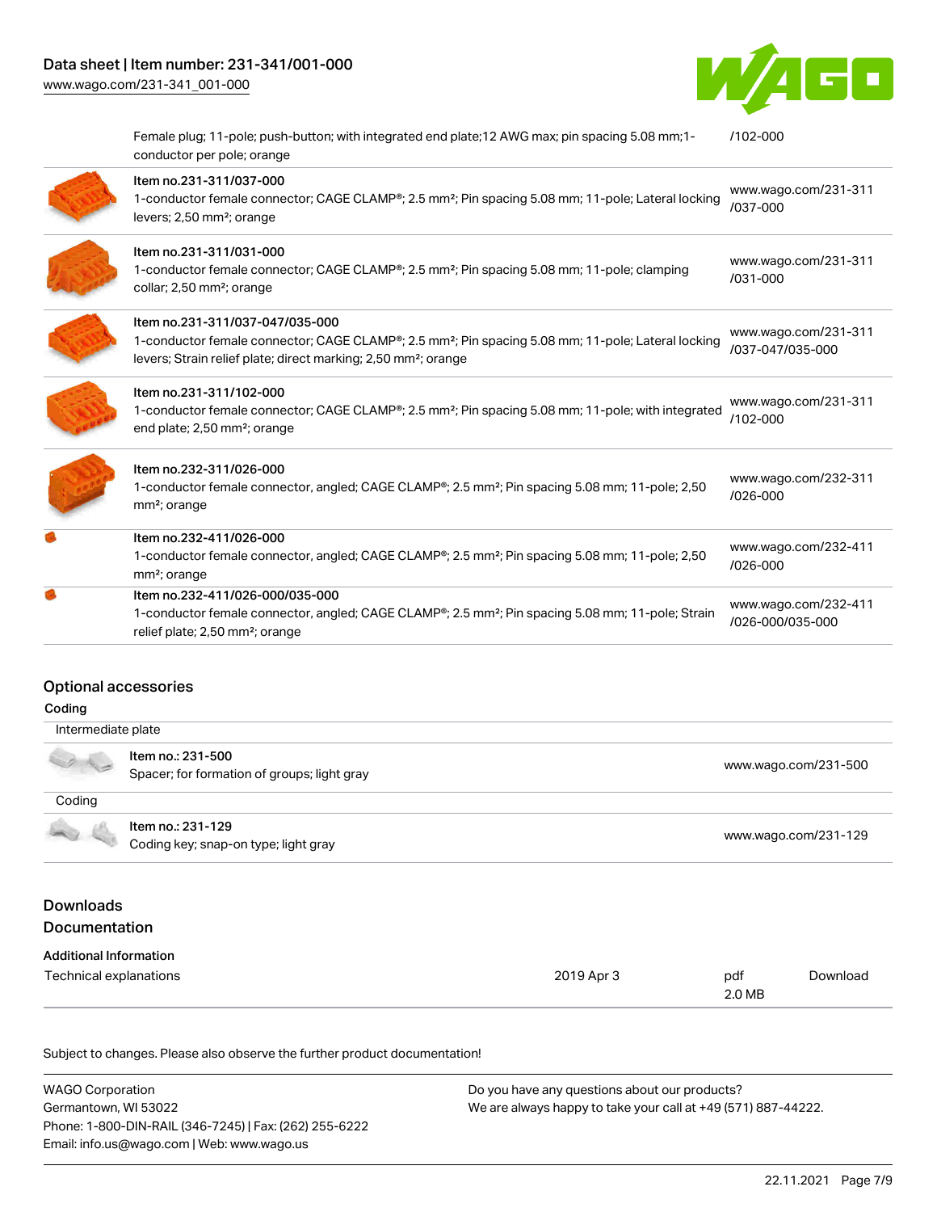| | | |
|---|---|---|
| | Female plug; 11-pole; push-button; with integrated end plate;12 AWG max; pin spacing 5.08 mm;1-conductor per pole; orange | /102-000 |
| | Item no.231-311/037-000<br>1-conductor female connector; CAGE CLAMP®; 2.5 mm²; Pin spacing 5.08 mm; 11-pole; Lateral locking levers; 2,50 mm²; orange | www.wago.com/231-311/037-000 |
| | Item no.231-311/031-000<br>1-conductor female connector; CAGE CLAMP®; 2.5 mm²; Pin spacing 5.08 mm; 11-pole; clamping collar; 2,50 mm²; orange | www.wago.com/231-311/031-000 |
| | Item no.231-311/037-047/035-000<br>1-conductor female connector; CAGE CLAMP®; 2.5 mm²; Pin spacing 5.08 mm; 11-pole; Lateral locking levers; Strain relief plate; direct marking; 2,50 mm²; orange | www.wago.com/231-311/037-047/035-000 |
| | Item no.231-311/102-000<br>1-conductor female connector; CAGE CLAMP®; 2.5 mm²; Pin spacing 5.08 mm; 11-pole; with integrated end plate; 2,50 mm²; orange | www.wago.com/231-311/102-000 |
| | Item no.232-311/026-000<br>1-conductor female connector, angled; CAGE CLAMP®; 2.5 mm²; Pin spacing 5.08 mm; 11-pole; 2,50 mm²; orange | www.wago.com/232-311/026-000 |
| | Item no.232-411/026-000<br>1-conductor female connector, angled; CAGE CLAMP®; 2.5 mm²; Pin spacing 5.08 mm; 11-pole; 2,50 mm²; orange | www.wago.com/232-411/026-000 |
| | Item no.232-411/026-000/035-000<br>1-conductor female connector, angled; CAGE CLAMP®; 2.5 mm²; Pin spacing 5.08 mm; 11-pole; Strain relief plate; 2,50 mm²; orange | www.wago.com/232-411/026-000/035-000 |

## Optional accessories

### Coding

| Intermediate plate | | |
|---|---|---|
| | Item no.: 231-500<br>Spacer; for formation of groups; light gray | www.wago.com/231-500 |
| **Coding** | | |
| | Item no.: 231-129<br>Coding key; snap-on type; light gray | www.wago.com/231-129 |

## Downloads

### Documentation

**Additional Information**

| | | | |
|---|---|---|---|
| Technical explanations | 2019 Apr 3 | pdf<br>2.0 MB | Download |

Subject to changes. Please also observe the further product documentation!

WAGO Corporation
Germantown, WI 53022
Phone: 1-800-DIN-RAIL (346-7245) | Fax: (262) 255-6222
Email: info.us@wago.com | Web: www.wago.us

Do you have any questions about our products?
We are always happy to take your call at +49 (571) 887-44222.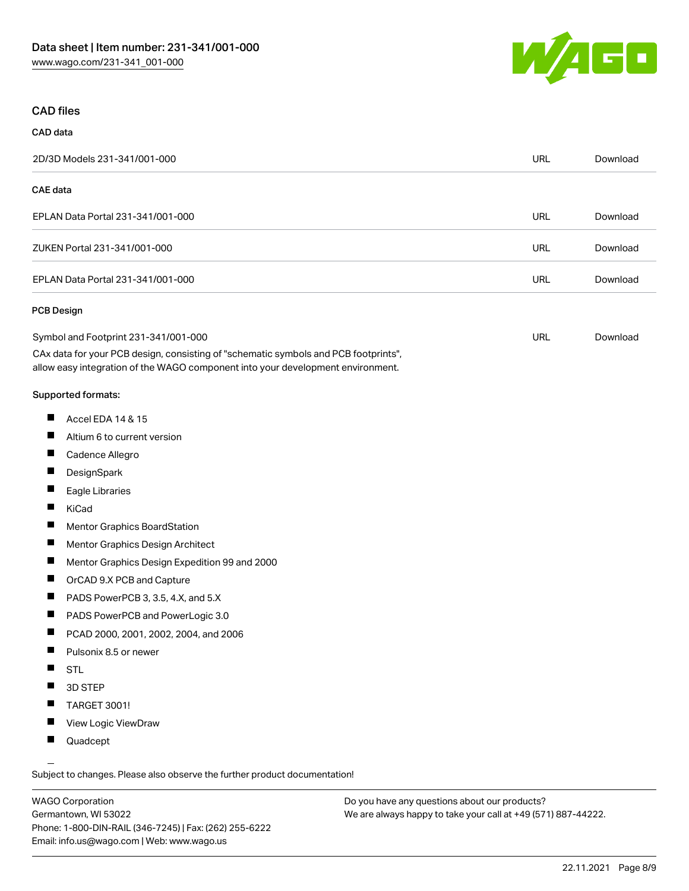## CAD files

### CAD data

| 2D/3D Models 231-341/001-000 | URL | Download |
|---|---|---|

### CAE data

| | | |
|---|---|---|
| EPLAN Data Portal 231-341/001-000 | URL | Download |
| ZUKEN Portal 231-341/001-000 | URL | Download |
| EPLAN Data Portal 231-341/001-000 | URL | Download |

### PCB Design

| | | |
|---|---|---|
| Symbol and Footprint 231-341/001-000<br>CAx data for your PCB design, consisting of "schematic symbols and PCB footprints", allow easy integration of the WAGO component into your development environment. | URL | Download |

**Supported formats:**

- Accel EDA 14 & 15
- Altium 6 to current version
- Cadence Allegro
- DesignSpark
- Eagle Libraries
- KiCad
- Mentor Graphics BoardStation
- Mentor Graphics Design Architect
- Mentor Graphics Design Expedition 99 and 2000
- OrCAD 9.X PCB and Capture
- PADS PowerPCB 3, 3.5, 4.X, and 5.X
- PADS PowerPCB and PowerLogic 3.0
- PCAD 2000, 2001, 2002, 2004, and 2006
- Pulsonix 8.5 or newer
- STL
- 3D STEP
- TARGET 3001!
- View Logic ViewDraw
- Quadcept

Subject to changes. Please also observe the further product documentation!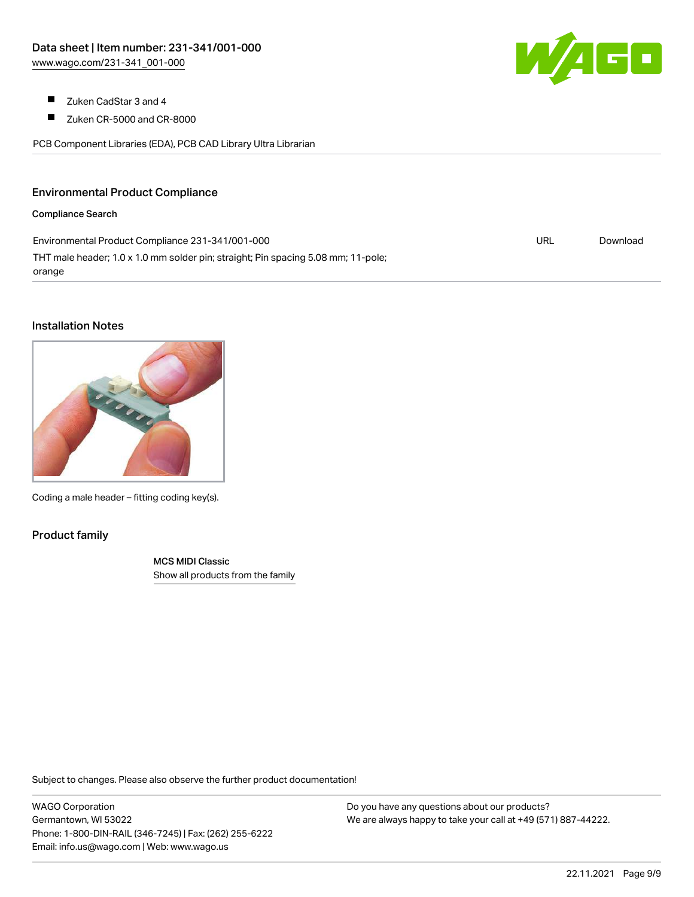- Zuken CadStar 3 and 4
- Zuken CR-5000 and CR-8000

PCB Component Libraries (EDA), PCB CAD Library Ultra Librarian

## Environmental Product Compliance

### Compliance Search

| | | |
|---|---|---|
| Environmental Product Compliance 231-341/001-000<br>THT male header; 1.0 x 1.0 mm solder pin; straight; Pin spacing 5.08 mm; 11-pole; orange | URL | Download |

## Installation Notes

Coding a male header – fitting coding key(s).

## Product family

MCS MIDI Classic
Show all products from the family

Subject to changes. Please also observe the further product documentation!

WAGO Corporation
Germantown, WI 53022
Phone: 1-800-DIN-RAIL (346-7245) | Fax: (262) 255-6222
Email: info.us@wago.com | Web: www.wago.us

Do you have any questions about our products?
We are always happy to take your call at +49 (571) 887-44222.